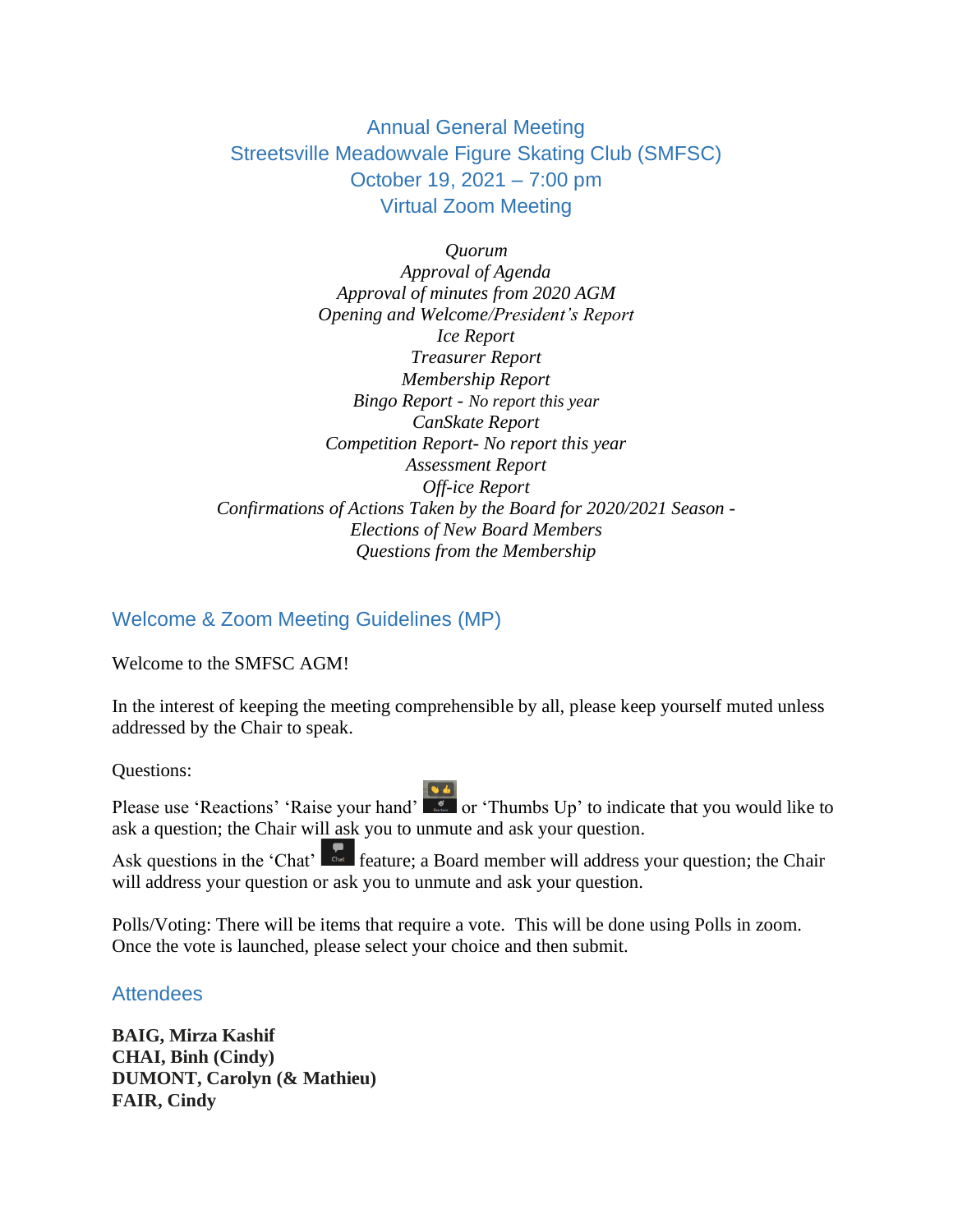# Annual General Meeting
# Streetsville Meadowvale Figure Skating Club (SMFSC)
# October 19, 2021 – 7:00 pm
# Virtual Zoom Meeting

*Quorum*
*Approval of Agenda*
*Approval of minutes from 2020 AGM*
*Opening and Welcome/President's Report*
*Ice Report*
*Treasurer Report*
*Membership Report*
*Bingo Report - No report this year*
*CanSkate Report*
*Competition Report- No report this year*
*Assessment Report*
*Off-ice Report*
*Confirmations of Actions Taken by the Board for 2020/2021 Season -*
*Elections of New Board Members*
*Questions from the Membership*

## Welcome & Zoom Meeting Guidelines (MP)

Welcome to the SMFSC AGM!

In the interest of keeping the meeting comprehensible by all, please keep yourself muted unless addressed by the Chair to speak.

Questions:

Please use 'Reactions' 'Raise your hand' or 'Thumbs Up' to indicate that you would like to ask a question; the Chair will ask you to unmute and ask your question.

Ask questions in the 'Chat' feature; a Board member will address your question; the Chair will address your question or ask you to unmute and ask your question.

Polls/Voting: There will be items that require a vote. This will be done using Polls in zoom. Once the vote is launched, please select your choice and then submit.

## Attendees

**BAIG, Mirza Kashif**
**CHAI, Binh (Cindy)**
**DUMONT, Carolyn (& Mathieu)**
**FAIR, Cindy**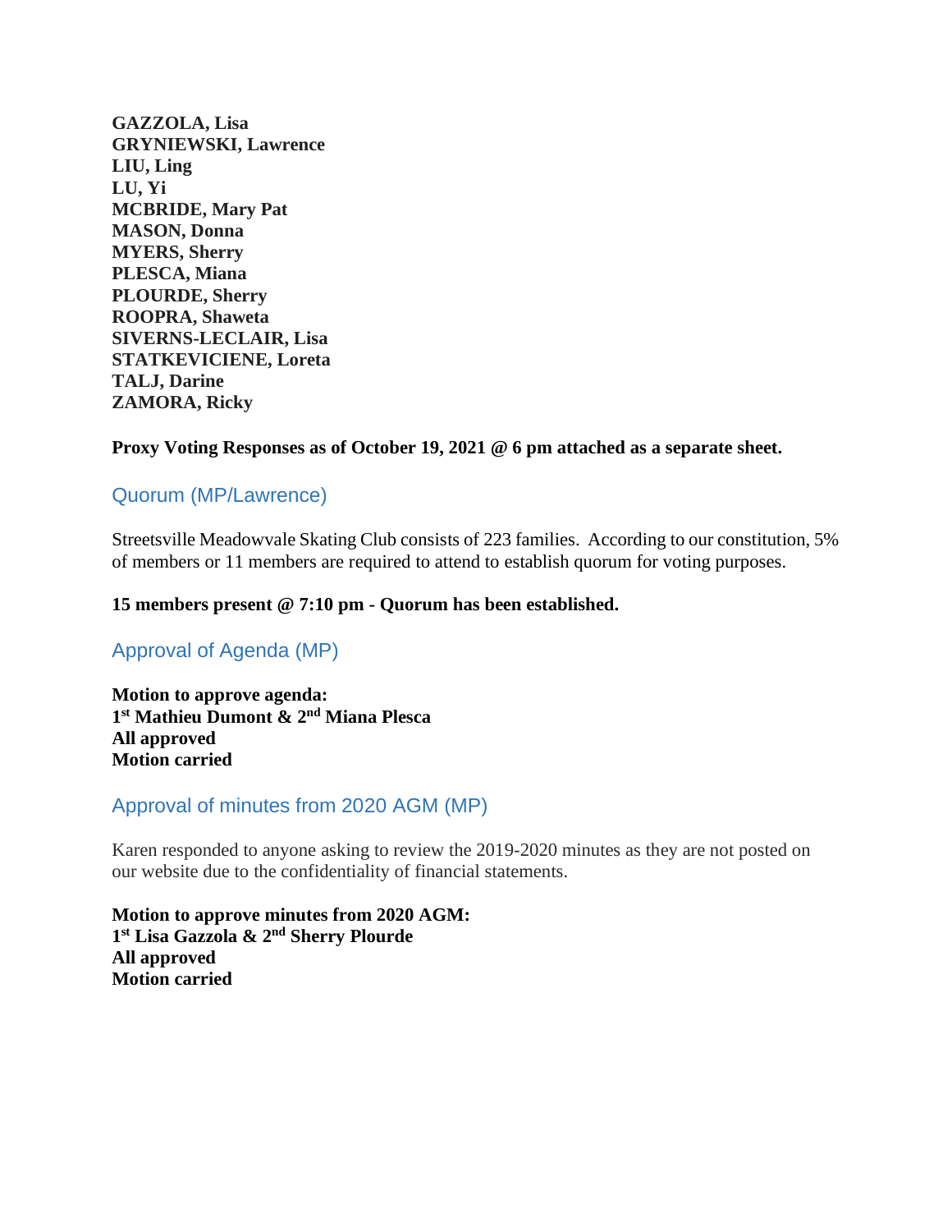**GAZZOLA, Lisa**
**GRYNIEWSKI, Lawrence**
**LIU, Ling**
**LU, Yi**
**MCBRIDE, Mary Pat**
**MASON, Donna**
**MYERS, Sherry**
**PLESCA, Miana**
**PLOURDE, Sherry**
**ROOPRA, Shaweta**
**SIVERNS-LECLAIR, Lisa**
**STATKEVICIENE, Loreta**
**TALJ, Darine**
**ZAMORA, Ricky**

**Proxy Voting Responses as of October 19, 2021 @ 6 pm attached as a separate sheet.**

## Quorum (MP/Lawrence)

Streetsville Meadowvale Skating Club consists of 223 families. According to our constitution, 5% of members or 11 members are required to attend to establish quorum for voting purposes.

**15 members present @ 7:10 pm - Quorum has been established.**

## Approval of Agenda (MP)

**Motion to approve agenda:**
**1st Mathieu Dumont & 2nd Miana Plesca**
**All approved**
**Motion carried**

## Approval of minutes from 2020 AGM (MP)

Karen responded to anyone asking to review the 2019-2020 minutes as they are not posted on our website due to the confidentiality of financial statements.

**Motion to approve minutes from 2020 AGM:**
**1st Lisa Gazzola & 2nd Sherry Plourde**
**All approved**
**Motion carried**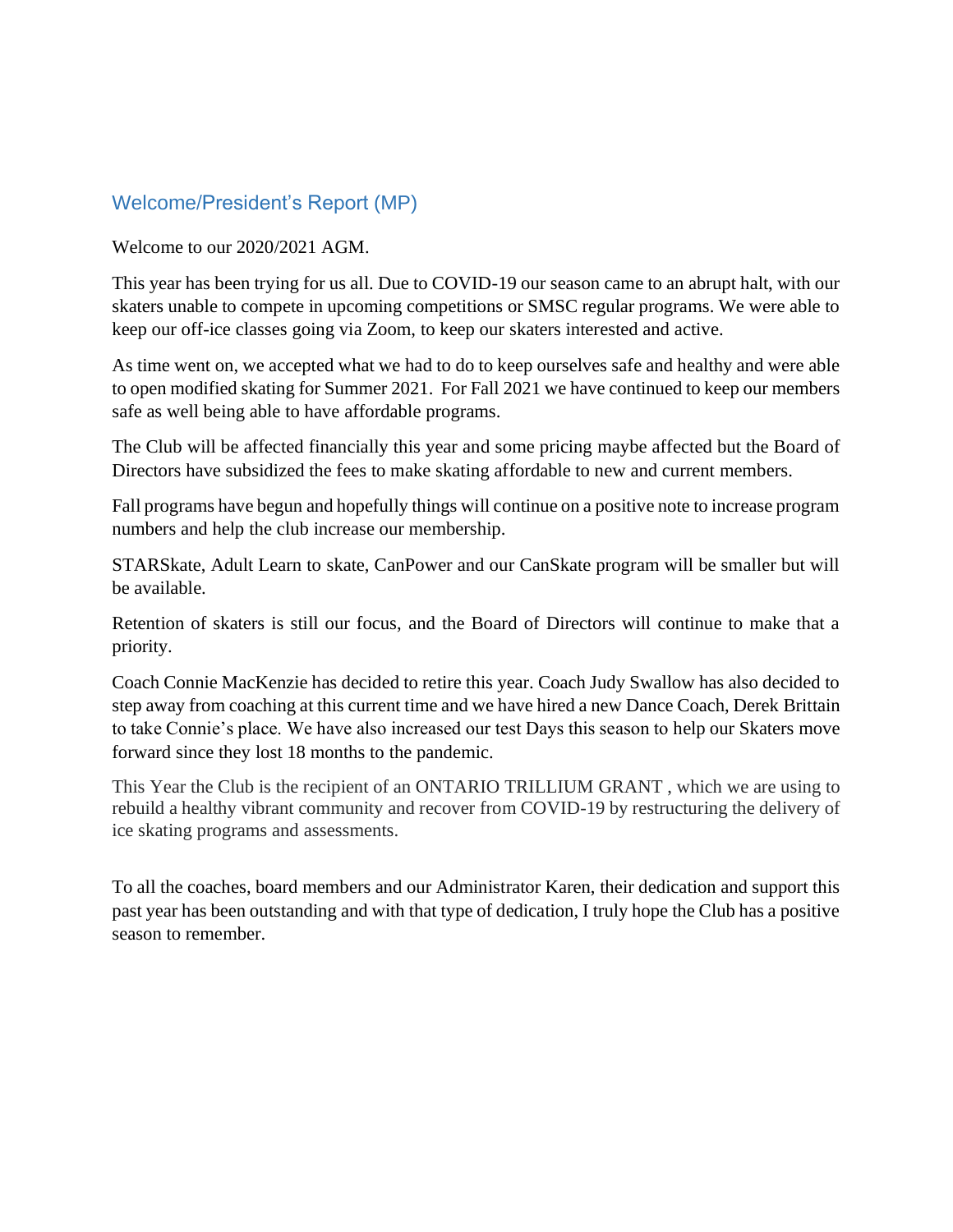## Welcome/President's Report (MP)

Welcome to our 2020/2021 AGM.

This year has been trying for us all. Due to COVID-19 our season came to an abrupt halt, with our skaters unable to compete in upcoming competitions or SMSC regular programs. We were able to keep our off-ice classes going via Zoom, to keep our skaters interested and active.

As time went on, we accepted what we had to do to keep ourselves safe and healthy and were able to open modified skating for Summer 2021. For Fall 2021 we have continued to keep our members safe as well being able to have affordable programs.

The Club will be affected financially this year and some pricing maybe affected but the Board of Directors have subsidized the fees to make skating affordable to new and current members.

Fall programs have begun and hopefully things will continue on a positive note to increase program numbers and help the club increase our membership.

STARSkate, Adult Learn to skate, CanPower and our CanSkate program will be smaller but will be available.

Retention of skaters is still our focus, and the Board of Directors will continue to make that a priority.

Coach Connie MacKenzie has decided to retire this year. Coach Judy Swallow has also decided to step away from coaching at this current time and we have hired a new Dance Coach, Derek Brittain to take Connie's place. We have also increased our test Days this season to help our Skaters move forward since they lost 18 months to the pandemic.

This Year the Club is the recipient of an ONTARIO TRILLIUM GRANT , which we are using to rebuild a healthy vibrant community and recover from COVID-19 by restructuring the delivery of ice skating programs and assessments.

To all the coaches, board members and our Administrator Karen, their dedication and support this past year has been outstanding and with that type of dedication, I truly hope the Club has a positive season to remember.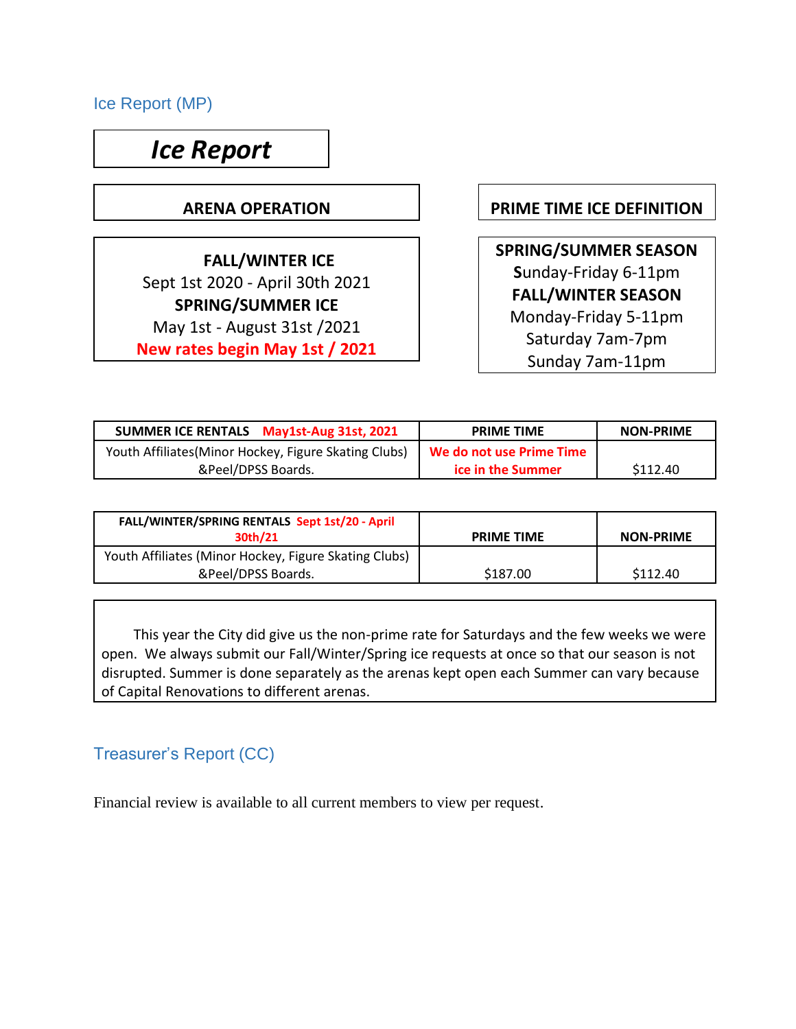## Ice Report (MP)

# *Ice Report*

**ARENA OPERATION**

**FALL/WINTER ICE**
Sept 1st 2020 - April 30th 2021
**SPRING/SUMMER ICE**
May 1st - August 31st /2021
**New rates begin May 1st / 2021**

**PRIME TIME ICE DEFINITION**

**SPRING/SUMMER SEASON**
Sunday-Friday 6-11pm
**FALL/WINTER SEASON**
Monday-Friday 5-11pm
Saturday 7am-7pm
Sunday 7am-11pm

| SUMMER ICE RENTALS May1st-Aug 31st, 2021 | PRIME TIME | NON-PRIME |
|---|---|---|
| Youth Affiliates(Minor Hockey, Figure Skating Clubs) &Peel/DPSS Boards. | We do not use Prime Time ice in the Summer | $112.40 |

| FALL/WINTER/SPRING RENTALS Sept 1st/20 - April 30th/21 | PRIME TIME | NON-PRIME |
|---|---|---|
| Youth Affiliates (Minor Hockey, Figure Skating Clubs) &Peel/DPSS Boards. | $187.00 | $112.40 |

This year the City did give us the non-prime rate for Saturdays and the few weeks we were open. We always submit our Fall/Winter/Spring ice requests at once so that our season is not disrupted. Summer is done separately as the arenas kept open each Summer can vary because of Capital Renovations to different arenas.

## Treasurer's Report (CC)

Financial review is available to all current members to view per request.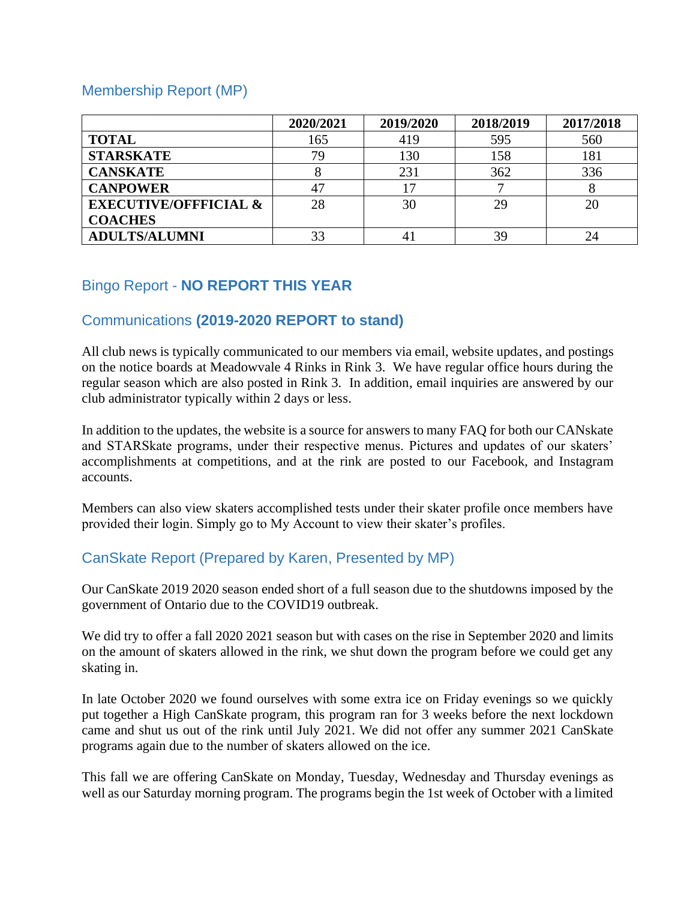## Membership Report (MP)

| | 2020/2021 | 2019/2020 | 2018/2019 | 2017/2018 |
|---|---|---|---|---|
| **TOTAL** | 165 | 419 | 595 | 560 |
| **STARSKATE** | 79 | 130 | 158 | 181 |
| **CANSKATE** | 8 | 231 | 362 | 336 |
| **CANPOWER** | 47 | 17 | 7 | 8 |
| **EXECUTIVE/OFFFICIAL & COACHES** | 28 | 30 | 29 | 20 |
| **ADULTS/ALUMNI** | 33 | 41 | 39 | 24 |

## Bingo Report - **NO REPORT THIS YEAR**

## Communications **(2019-2020 REPORT to stand)**

All club news is typically communicated to our members via email, website updates, and postings on the notice boards at Meadowvale 4 Rinks in Rink 3. We have regular office hours during the regular season which are also posted in Rink 3. In addition, email inquiries are answered by our club administrator typically within 2 days or less.

In addition to the updates, the website is a source for answers to many FAQ for both our CANskate and STARSkate programs, under their respective menus. Pictures and updates of our skaters' accomplishments at competitions, and at the rink are posted to our Facebook, and Instagram accounts.

Members can also view skaters accomplished tests under their skater profile once members have provided their login. Simply go to My Account to view their skater's profiles.

## CanSkate Report (Prepared by Karen, Presented by MP)

Our CanSkate 2019 2020 season ended short of a full season due to the shutdowns imposed by the government of Ontario due to the COVID19 outbreak.

We did try to offer a fall 2020 2021 season but with cases on the rise in September 2020 and limits on the amount of skaters allowed in the rink, we shut down the program before we could get any skating in.

In late October 2020 we found ourselves with some extra ice on Friday evenings so we quickly put together a High CanSkate program, this program ran for 3 weeks before the next lockdown came and shut us out of the rink until July 2021. We did not offer any summer 2021 CanSkate programs again due to the number of skaters allowed on the ice.

This fall we are offering CanSkate on Monday, Tuesday, Wednesday and Thursday evenings as well as our Saturday morning program. The programs begin the 1st week of October with a limited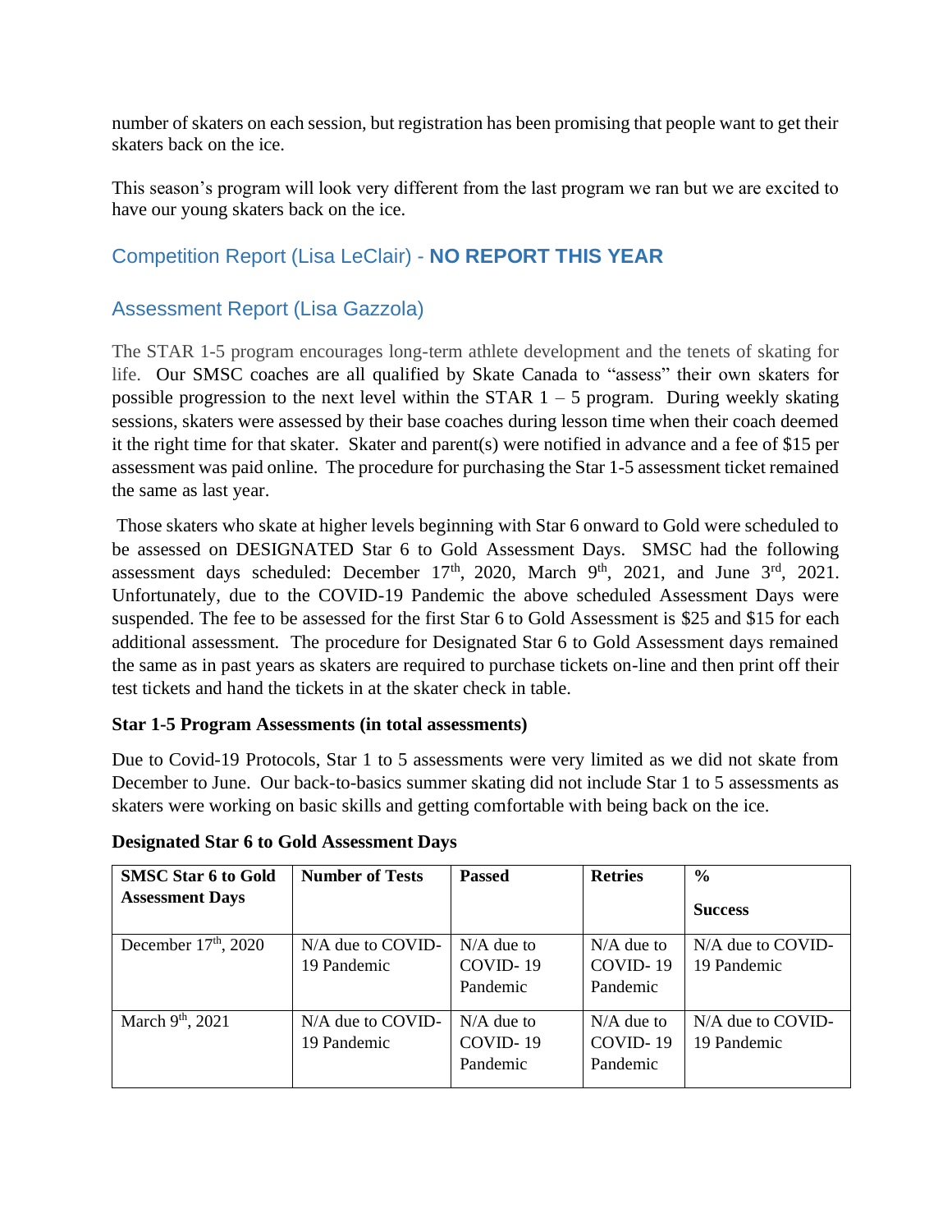number of skaters on each session, but registration has been promising that people want to get their skaters back on the ice.

This season's program will look very different from the last program we ran but we are excited to have our young skaters back on the ice.

## Competition Report (Lisa LeClair) - **NO REPORT THIS YEAR**

## Assessment Report (Lisa Gazzola)

The STAR 1-5 program encourages long-term athlete development and the tenets of skating for life. Our SMSC coaches are all qualified by Skate Canada to "assess" their own skaters for possible progression to the next level within the STAR 1 – 5 program. During weekly skating sessions, skaters were assessed by their base coaches during lesson time when their coach deemed it the right time for that skater. Skater and parent(s) were notified in advance and a fee of $15 per assessment was paid online. The procedure for purchasing the Star 1-5 assessment ticket remained the same as last year.

Those skaters who skate at higher levels beginning with Star 6 onward to Gold were scheduled to be assessed on DESIGNATED Star 6 to Gold Assessment Days. SMSC had the following assessment days scheduled: December 17th, 2020, March 9th, 2021, and June 3rd, 2021. Unfortunately, due to the COVID-19 Pandemic the above scheduled Assessment Days were suspended. The fee to be assessed for the first Star 6 to Gold Assessment is $25 and $15 for each additional assessment. The procedure for Designated Star 6 to Gold Assessment days remained the same as in past years as skaters are required to purchase tickets on-line and then print off their test tickets and hand the tickets in at the skater check in table.

**Star 1-5 Program Assessments (in total assessments)**

Due to Covid-19 Protocols, Star 1 to 5 assessments were very limited as we did not skate from December to June. Our back-to-basics summer skating did not include Star 1 to 5 assessments as skaters were working on basic skills and getting comfortable with being back on the ice.

**Designated Star 6 to Gold Assessment Days**

| SMSC Star 6 to Gold Assessment Days | Number of Tests | Passed | Retries | % Success |
|---|---|---|---|---|
| December 17th, 2020 | N/A due to COVID-19 Pandemic | N/A due to COVID- 19 Pandemic | N/A due to COVID- 19 Pandemic | N/A due to COVID-19 Pandemic |
| March 9th, 2021 | N/A due to COVID-19 Pandemic | N/A due to COVID- 19 Pandemic | N/A due to COVID- 19 Pandemic | N/A due to COVID-19 Pandemic |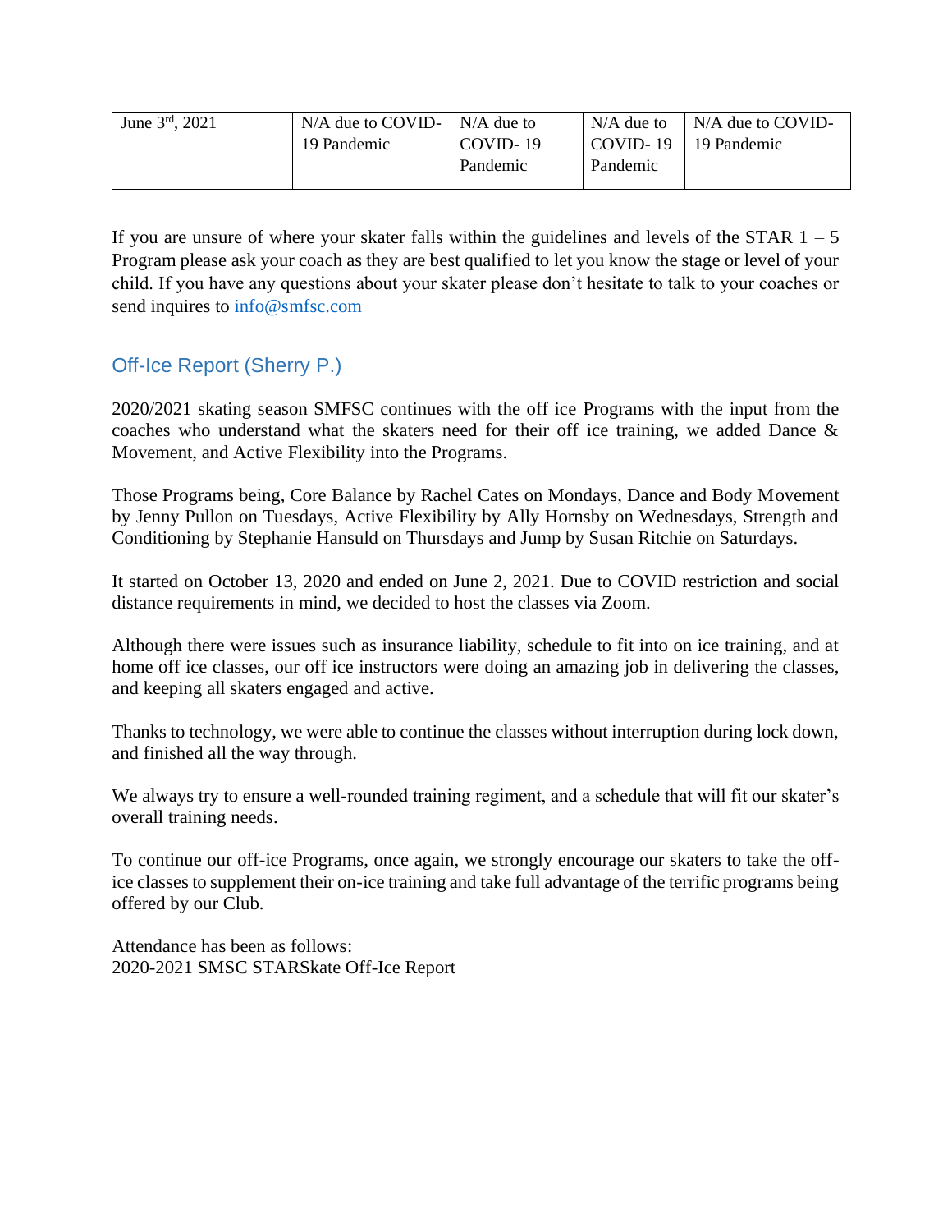| June 3[rd], 2021 | N/A due to COVID-19 Pandemic | N/A due to COVID- 19 Pandemic | N/A due to COVID- 19 Pandemic | N/A due to COVID-19 Pandemic |
|---|---|---|---|---|

If you are unsure of where your skater falls within the guidelines and levels of the STAR 1 – 5 Program please ask your coach as they are best qualified to let you know the stage or level of your child. If you have any questions about your skater please don't hesitate to talk to your coaches or send inquires to info@smfsc.com

## Off-Ice Report (Sherry P.)

2020/2021 skating season SMFSC continues with the off ice Programs with the input from the coaches who understand what the skaters need for their off ice training, we added Dance & Movement, and Active Flexibility into the Programs.

Those Programs being, Core Balance by Rachel Cates on Mondays, Dance and Body Movement by Jenny Pullon on Tuesdays, Active Flexibility by Ally Hornsby on Wednesdays, Strength and Conditioning by Stephanie Hansuld on Thursdays and Jump by Susan Ritchie on Saturdays.

It started on October 13, 2020 and ended on June 2, 2021. Due to COVID restriction and social distance requirements in mind, we decided to host the classes via Zoom.

Although there were issues such as insurance liability, schedule to fit into on ice training, and at home off ice classes, our off ice instructors were doing an amazing job in delivering the classes, and keeping all skaters engaged and active.

Thanks to technology, we were able to continue the classes without interruption during lock down, and finished all the way through.

We always try to ensure a well-rounded training regiment, and a schedule that will fit our skater's overall training needs.

To continue our off-ice Programs, once again, we strongly encourage our skaters to take the off-ice classes to supplement their on-ice training and take full advantage of the terrific programs being offered by our Club.

Attendance has been as follows:
2020-2021 SMSC STARSkate Off-Ice Report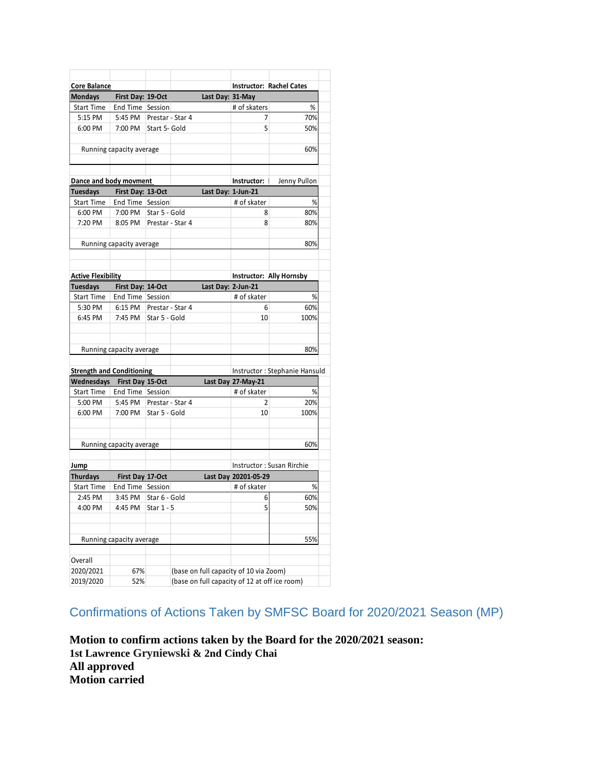| Core Balance | | | | Instructor: Rachel Cates | |
|---|---|---|---|---|---|
| Mondays | First Day: 19-Oct | | Last Day: 31-May | | |
| Start Time | End Time | Session | | # of skaters | % |
| 5:15 PM | 5:45 PM | Prestar - Star 4 | | 7 | 70% |
| 6:00 PM | 7:00 PM | Start 5- Gold | | 5 | 50% |
| | | | | | |
| Running capacity average | | | | | 60% |

| Dance and body movment | | | | Instructor: | Jenny Pullon |
|---|---|---|---|---|---|
| Tuesdays | First Day: 13-Oct | | Last Day: 1-Jun-21 | | |
| Start Time | End Time | Session | | # of skater | % |
| 6:00 PM | 7:00 PM | Star 5 - Gold | | 8 | 80% |
| 7:20 PM | 8:05 PM | Prestar - Star 4 | | 8 | 80% |
| | | | | | |
| Running capacity average | | | | | 80% |

| Active Flexibility | | | | Instructor: Ally Hornsby | |
|---|---|---|---|---|---|
| Tuesdays | First Day: 14-Oct | | Last Day: 2-Jun-21 | | |
| Start Time | End Time | Session | | # of skater | % |
| 5:30 PM | 6:15 PM | Prestar - Star 4 | | 6 | 60% |
| 6:45 PM | 7:45 PM | Star 5 - Gold | | 10 | 100% |
| | | | | | |
| Running capacity average | | | | | 80% |

| Strength and Conditioning | | | | Instructor : Stephanie Hansuld | |
|---|---|---|---|---|---|
| Wednesdays | First Day 15-Oct | | Last Day 27-May-21 | | |
| Start Time | End Time | Session | | # of skater | % |
| 5:00 PM | 5:45 PM | Prestar - Star 4 | | 2 | 20% |
| 6:00 PM | 7:00 PM | Star 5 - Gold | | 10 | 100% |
| | | | | | |
| Running capacity average | | | | | 60% |

| Jump | | | | Instructor : Susan Rirchie | |
|---|---|---|---|---|---|
| Thurdays | First Day 17-Oct | | Last Day 20201-05-29 | | |
| Start Time | End Time | Session | | # of skater | % |
| 2:45 PM | 3:45 PM | Star 6 - Gold | | 6 | 60% |
| 4:00 PM | 4:45 PM | Star 1 - 5 | | 5 | 50% |
| | | | | | |
| Running capacity average | | | | | 55% |

| Overall | | |
|---|---|---|
| 2020/2021 | 67% | (base on full capacity of 10 via Zoom) |
| 2019/2020 | 52% | (base on full capacity of 12 at off ice room) |

## Confirmations of Actions Taken by SMFSC Board for 2020/2021 Season (MP)

**Motion to confirm actions taken by the Board for the 2020/2021 season:**
**1st Lawrence Gryniewski & 2nd Cindy Chai**
**All approved**
**Motion carried**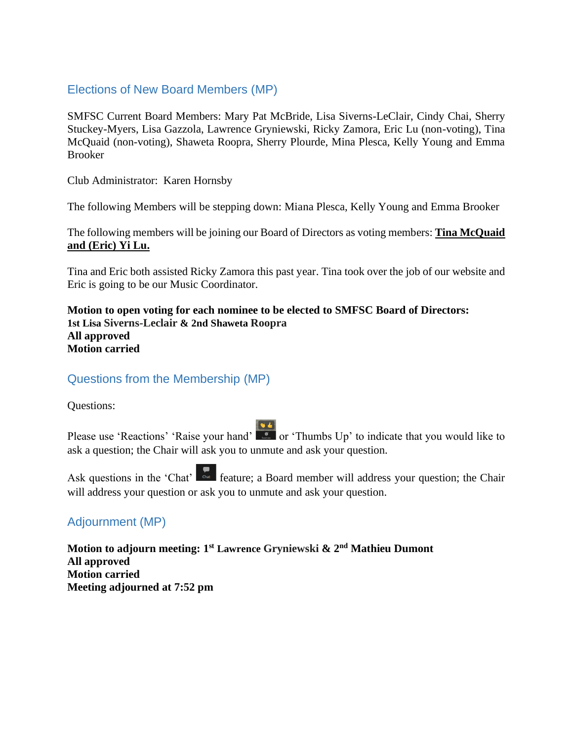## Elections of New Board Members (MP)

SMFSC Current Board Members: Mary Pat McBride, Lisa Siverns-LeClair, Cindy Chai, Sherry Stuckey-Myers, Lisa Gazzola, Lawrence Gryniewski, Ricky Zamora, Eric Lu (non-voting), Tina McQuaid (non-voting), Shaweta Roopra, Sherry Plourde, Mina Plesca, Kelly Young and Emma Brooker

Club Administrator: Karen Hornsby

The following Members will be stepping down: Miana Plesca, Kelly Young and Emma Brooker

The following members will be joining our Board of Directors as voting members: **Tina McQuaid and (Eric) Yi Lu.**

Tina and Eric both assisted Ricky Zamora this past year. Tina took over the job of our website and Eric is going to be our Music Coordinator.

**Motion to open voting for each nominee to be elected to SMFSC Board of Directors:**
**1st Lisa Siverns-Leclair & 2nd Shaweta Roopra**
**All approved**
**Motion carried**

## Questions from the Membership (MP)

Questions:

Please use 'Reactions' 'Raise your hand' or 'Thumbs Up' to indicate that you would like to ask a question; the Chair will ask you to unmute and ask your question.

Ask questions in the 'Chat' feature; a Board member will address your question; the Chair will address your question or ask you to unmute and ask your question.

## Adjournment (MP)

**Motion to adjourn meeting: 1st Lawrence Gryniewski & 2nd Mathieu Dumont**
**All approved**
**Motion carried**
**Meeting adjourned at 7:52 pm**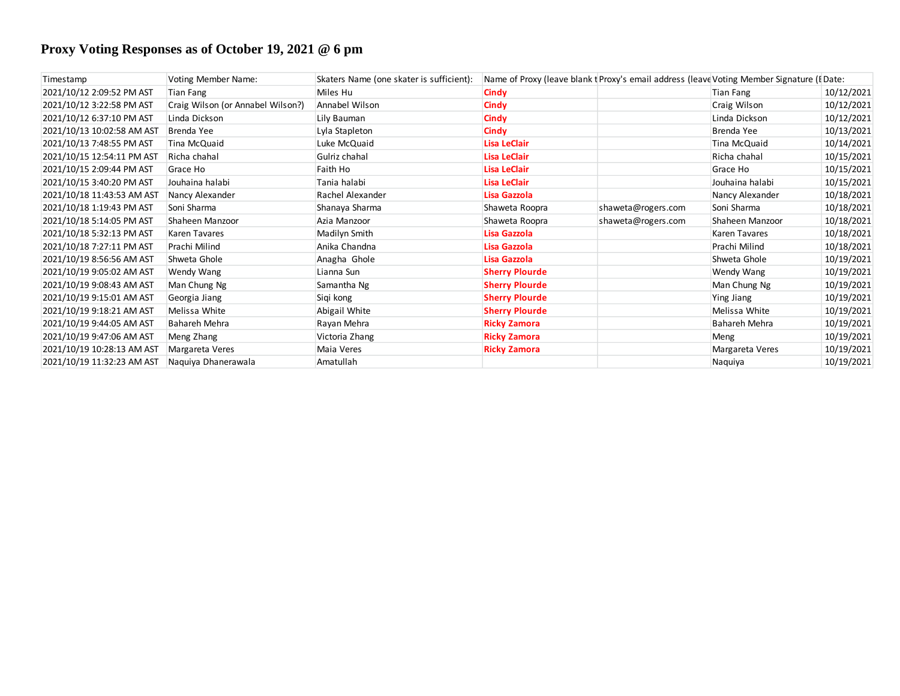# Proxy Voting Responses as of October 19, 2021 @ 6 pm

| Timestamp | Voting Member Name: | Skaters Name (one skater is sufficient): | Name of Proxy (leave blank t | Proxy's email address (leave | Voting Member Signature (E | Date: |
|---|---|---|---|---|---|---|
| 2021/10/12 2:09:52 PM AST | Tian Fang | Miles Hu | **Cindy** | | Tian Fang | 10/12/2021 |
| 2021/10/12 3:22:58 PM AST | Craig Wilson (or Annabel Wilson?) | Annabel Wilson | **Cindy** | | Craig Wilson | 10/12/2021 |
| 2021/10/12 6:37:10 PM AST | Linda Dickson | Lily Bauman | **Cindy** | | Linda Dickson | 10/12/2021 |
| 2021/10/13 10:02:58 AM AST | Brenda Yee | Lyla Stapleton | **Cindy** | | Brenda Yee | 10/13/2021 |
| 2021/10/13 7:48:55 PM AST | Tina McQuaid | Luke McQuaid | **Lisa LeClair** | | Tina McQuaid | 10/14/2021 |
| 2021/10/15 12:54:11 PM AST | Richa chahal | Gulriz chahal | **Lisa LeClair** | | Richa chahal | 10/15/2021 |
| 2021/10/15 2:09:44 PM AST | Grace Ho | Faith Ho | **Lisa LeClair** | | Grace Ho | 10/15/2021 |
| 2021/10/15 3:40:20 PM AST | Jouhaina halabi | Tania halabi | **Lisa LeClair** | | Jouhaina halabi | 10/15/2021 |
| 2021/10/18 11:43:53 AM AST | Nancy Alexander | Rachel Alexander | **Lisa Gazzola** | | Nancy Alexander | 10/18/2021 |
| 2021/10/18 1:19:43 PM AST | Soni Sharma | Shanaya Sharma | Shaweta Roopra | shaweta@rogers.com | Soni Sharma | 10/18/2021 |
| 2021/10/18 5:14:05 PM AST | Shaheen Manzoor | Azia Manzoor | Shaweta Roopra | shaweta@rogers.com | Shaheen Manzoor | 10/18/2021 |
| 2021/10/18 5:32:13 PM AST | Karen Tavares | Madilyn Smith | **Lisa Gazzola** | | Karen Tavares | 10/18/2021 |
| 2021/10/18 7:27:11 PM AST | Prachi Milind | Anika Chandna | **Lisa Gazzola** | | Prachi Milind | 10/18/2021 |
| 2021/10/19 8:56:56 AM AST | Shweta Ghole | Anagha Ghole | **Lisa Gazzola** | | Shweta Ghole | 10/19/2021 |
| 2021/10/19 9:05:02 AM AST | Wendy Wang | Lianna Sun | **Sherry Plourde** | | Wendy Wang | 10/19/2021 |
| 2021/10/19 9:08:43 AM AST | Man Chung Ng | Samantha Ng | **Sherry Plourde** | | Man Chung Ng | 10/19/2021 |
| 2021/10/19 9:15:01 AM AST | Georgia Jiang | Siqi kong | **Sherry Plourde** | | Ying Jiang | 10/19/2021 |
| 2021/10/19 9:18:21 AM AST | Melissa White | Abigail White | **Sherry Plourde** | | Melissa White | 10/19/2021 |
| 2021/10/19 9:44:05 AM AST | Bahareh Mehra | Rayan Mehra | **Ricky Zamora** | | Bahareh Mehra | 10/19/2021 |
| 2021/10/19 9:47:06 AM AST | Meng Zhang | Victoria Zhang | **Ricky Zamora** | | Meng | 10/19/2021 |
| 2021/10/19 10:28:13 AM AST | Margareta Veres | Maia Veres | **Ricky Zamora** | | Margareta Veres | 10/19/2021 |
| 2021/10/19 11:32:23 AM AST | Naquiya Dhanerawala | Amatullah | | | Naquiya | 10/19/2021 |